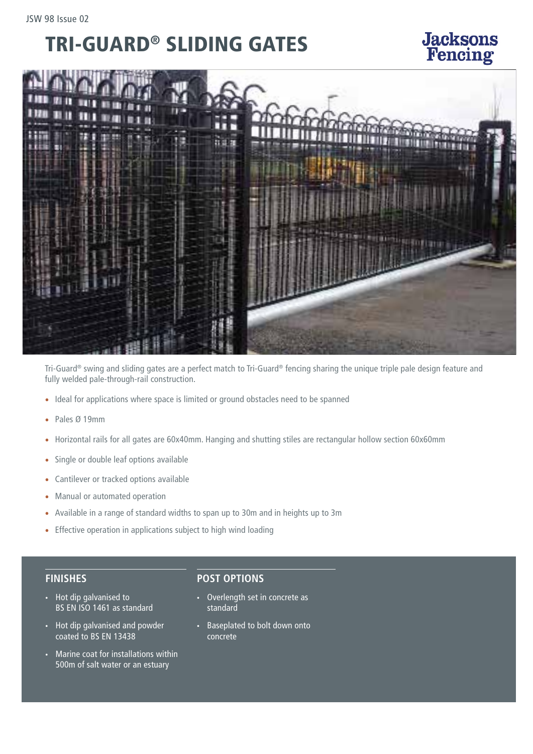JSW 98 Issue 02

# TRI-GUARD® SLIDING GATES

Jacksons Fencing

Tri-Guard® swing and sliding gates are a perfect match to Tri-Guard® fencing sharing the unique triple pale design feature and fully welded pale-through-rail construction.

- Ideal for applications where space is limited or ground obstacles need to be spanned
- Pales Ø 19mm
- Horizontal rails for all gates are 60x40mm. Hanging and shutting stiles are rectangular hollow section 60x60mm
- Single or double leaf options available
- Cantilever or tracked options available
- Manual or automated operation
- Available in a range of standard widths to span up to 30m and in heights up to 3m
- Effective operation in applications subject to high wind loading

## FINISHES

- Hot dip galvanised to BS EN ISO 1461 as standard
- Hot dip galvanised and powder coated to BS EN 13438
- Marine coat for installations within 500m of salt water or an estuary

## POST OPTIONS

- Overlength set in concrete as standard
- Baseplated to bolt down onto concrete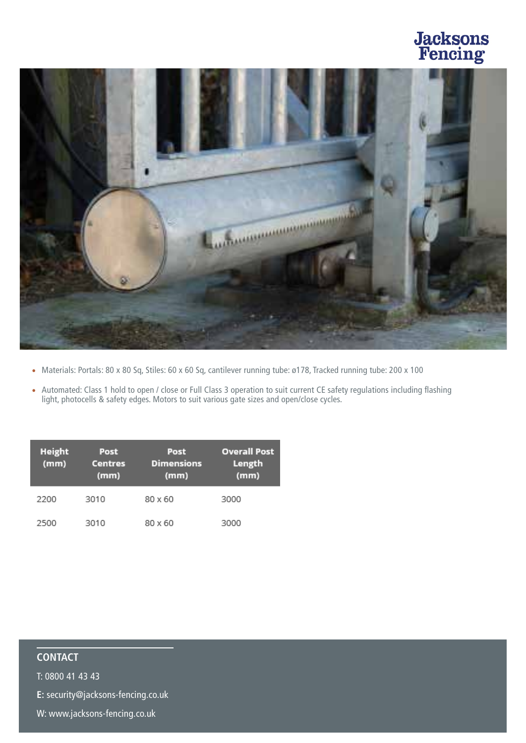- Materials: Portals: 80 x 80 Sq, Stiles: 60 x 60 Sq, cantilever running tube: ø178, Tracked running tube: 200 x 100
- Automated: Class 1 hold to open / close or Full Class 3 operation to suit current CE safety regulations including flashing light, photocells & safety edges. Motors to suit various gate sizes and open/close cycles.

| Height (mm) | Post Centres (mm) | Post Dimensions (mm) | Overall Post Length (mm) |
|---|---|---|---|
| 2200 | 3010 | 80 x 60 | 3000 |
| 2500 | 3010 | 80 x 60 | 3000 |

## CONTACT

T: 0800 41 43 43

**E:** security@jacksons-fencing.co.uk

W: www.jacksons-fencing.co.uk